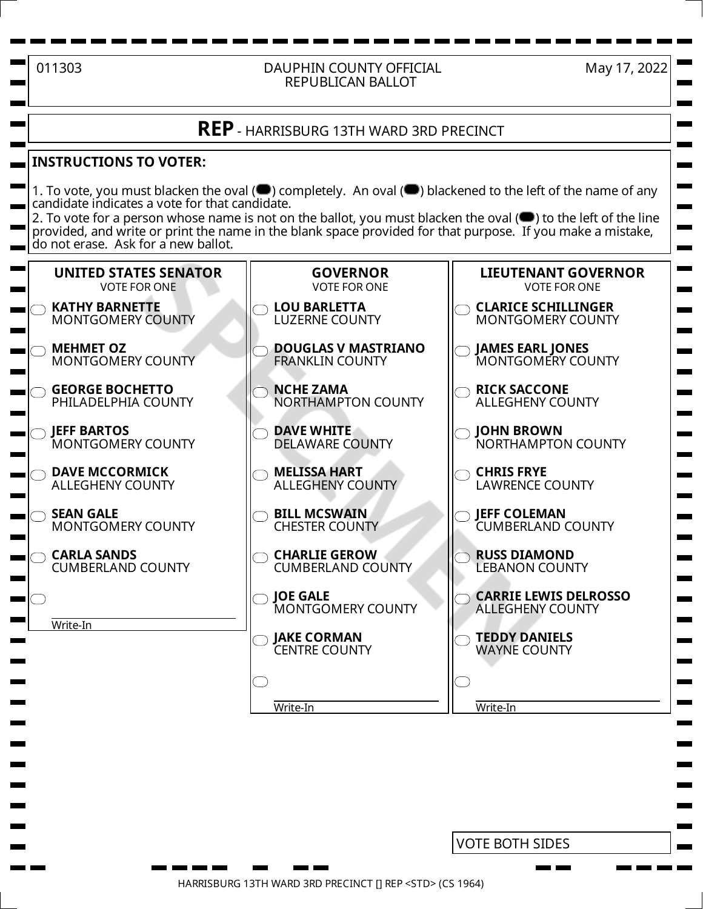011303 DAUPHIN COUNTY OFFICIAL REPUBLICAN BALLOT May 17, 2022

# REP - HARRISBURG 13TH WARD 3RD PRECINCT

**INSTRUCTIONS TO VOTER:**

1. To vote, you must blacken the oval (⬬) completely. An oval (⬬) blackened to the left of the name of any candidate indicates a vote for that candidate.
2. To vote for a person whose name is not on the ballot, you must blacken the oval (⬬) to the left of the line provided, and write or print the name in the blank space provided for that purpose. If you make a mistake, do not erase. Ask for a new ballot.

## UNITED STATES SENATOR
VOTE FOR ONE

- **KATHY BARNETTE** MONTGOMERY COUNTY
- **MEHMET OZ** MONTGOMERY COUNTY
- **GEORGE BOCHETTO** PHILADELPHIA COUNTY
- **JEFF BARTOS** MONTGOMERY COUNTY
- **DAVE MCCORMICK** ALLEGHENY COUNTY
- **SEAN GALE** MONTGOMERY COUNTY
- **CARLA SANDS** CUMBERLAND COUNTY
- Write-In

## GOVERNOR
VOTE FOR ONE

- **LOU BARLETTA** LUZERNE COUNTY
- **DOUGLAS V MASTRIANO** FRANKLIN COUNTY
- **NCHE ZAMA** NORTHAMPTON COUNTY
- **DAVE WHITE** DELAWARE COUNTY
- **MELISSA HART** ALLEGHENY COUNTY
- **BILL MCSWAIN** CHESTER COUNTY
- **CHARLIE GEROW** CUMBERLAND COUNTY
- **JOE GALE** MONTGOMERY COUNTY
- **JAKE CORMAN** CENTRE COUNTY
- Write-In

## LIEUTENANT GOVERNOR
VOTE FOR ONE

- **CLARICE SCHILLINGER** MONTGOMERY COUNTY
- **JAMES EARL JONES** MONTGOMERY COUNTY
- **RICK SACCONE** ALLEGHENY COUNTY
- **JOHN BROWN** NORTHAMPTON COUNTY
- **CHRIS FRYE** LAWRENCE COUNTY
- **JEFF COLEMAN** CUMBERLAND COUNTY
- **RUSS DIAMOND** LEBANON COUNTY
- **CARRIE LEWIS DELROSSO** ALLEGHENY COUNTY
- **TEDDY DANIELS** WAYNE COUNTY
- Write-In

VOTE BOTH SIDES

HARRISBURG 13TH WARD 3RD PRECINCT [] REP <STD> (CS 1964)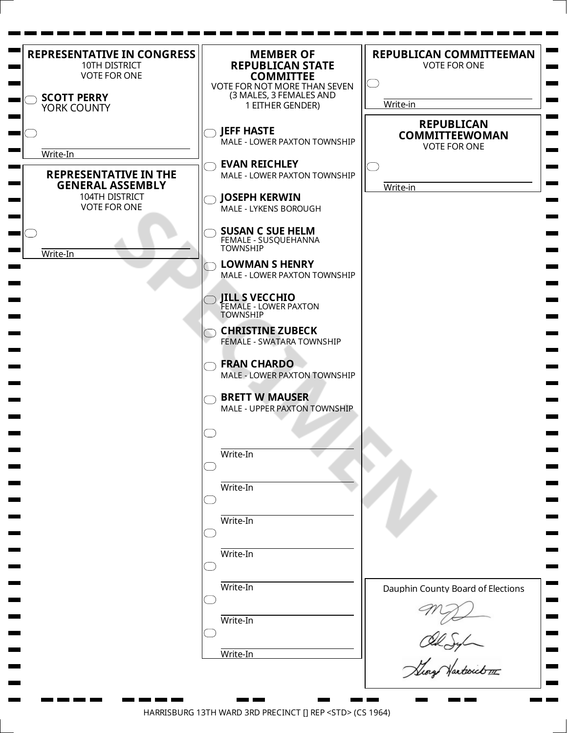## REPRESENTATIVE IN CONGRESS
10TH DISTRICT
VOTE FOR ONE

- **SCOTT PERRY** YORK COUNTY
- Write-In

## REPRESENTATIVE IN THE GENERAL ASSEMBLY
104TH DISTRICT
VOTE FOR ONE

- Write-In

## MEMBER OF REPUBLICAN STATE COMMITTEE
VOTE FOR NOT MORE THAN SEVEN
(3 MALES, 3 FEMALES AND 1 EITHER GENDER)

- **JEFF HASTE** MALE - LOWER PAXTON TOWNSHIP
- **EVAN REICHLEY** MALE - LOWER PAXTON TOWNSHIP
- **JOSEPH KERWIN** MALE - LYKENS BOROUGH
- **SUSAN C SUE HELM** FEMALE - SUSQUEHANNA TOWNSHIP
- **LOWMAN S HENRY** MALE - LOWER PAXTON TOWNSHIP
- **JILL S VECCHIO** FEMALE - LOWER PAXTON TOWNSHIP
- **CHRISTINE ZUBECK** FEMALE - SWATARA TOWNSHIP
- **FRAN CHARDO** MALE - LOWER PAXTON TOWNSHIP
- **BRETT W MAUSER** MALE - UPPER PAXTON TOWNSHIP
- Write-In
- Write-In
- Write-In
- Write-In
- Write-In
- Write-In
- Write-In

## REPUBLICAN COMMITTEEMAN
VOTE FOR ONE

- Write-in

## REPUBLICAN COMMITTEEWOMAN
VOTE FOR ONE

- Write-in

Dauphin County Board of Elections

SPECIMEN

HARRISBURG 13TH WARD 3RD PRECINCT [] REP <STD> (CS 1964)